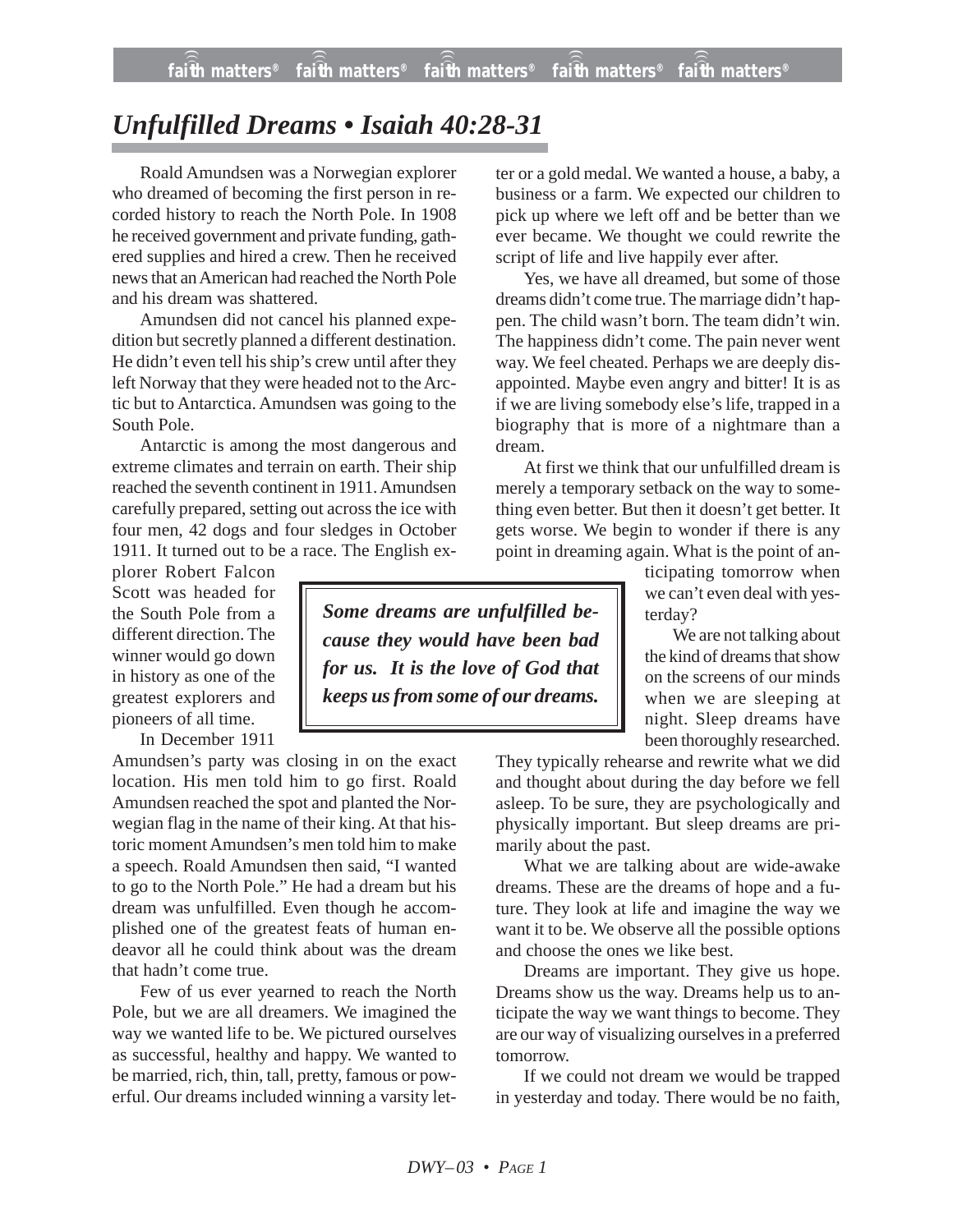# *Unfulfilled Dreams • Isaiah 40:28-31*

Roald Amundsen was a Norwegian explorer who dreamed of becoming the first person in recorded history to reach the North Pole. In 1908 he received government and private funding, gathered supplies and hired a crew. Then he received news that an American had reached the North Pole and his dream was shattered.

Amundsen did not cancel his planned expedition but secretly planned a different destination. He didn't even tell his ship's crew until after they left Norway that they were headed not to the Arctic but to Antarctica. Amundsen was going to the South Pole.

Antarctic is among the most dangerous and extreme climates and terrain on earth. Their ship reached the seventh continent in 1911. Amundsen carefully prepared, setting out across the ice with four men, 42 dogs and four sledges in October 1911. It turned out to be a race. The English explorer Robert Falcon Scott was headed for the South Pole from a different direction. The winner would go down in history as one of the greatest explorers and pioneers of all time.

In December 1911 Amundsen's party was closing in on the exact location. His men told him to go first. Roald Amundsen reached the spot and planted the Norwegian flag in the name of their king. At that historic moment Amundsen's men told him to make a speech. Roald Amundsen then said, "I wanted to go to the North Pole." He had a dream but his dream was unfulfilled. Even though he accomplished one of the greatest feats of human endeavor all he could think about was the dream that hadn't come true.

Few of us ever yearned to reach the North Pole, but we are all dreamers. We imagined the way we wanted life to be. We pictured ourselves as successful, healthy and happy. We wanted to be married, rich, thin, tall, pretty, famous or powerful. Our dreams included winning a varsity letter or a gold medal. We wanted a house, a baby, a business or a farm. We expected our children to pick up where we left off and be better than we ever became. We thought we could rewrite the script of life and live happily ever after.

Yes, we have all dreamed, but some of those dreams didn't come true. The marriage didn't happen. The child wasn't born. The team didn't win. The happiness didn't come. The pain never went way. We feel cheated. Perhaps we are deeply disappointed. Maybe even angry and bitter! It is as if we are living somebody else's life, trapped in a biography that is more of a nightmare than a dream.

At first we think that our unfulfilled dream is merely a temporary setback on the way to something even better. But then it doesn't get better. It gets worse. We begin to wonder if there is any point in dreaming again. What is the point of anticipating tomorrow when we can't even deal with yesterday?

> ***Some dreams are unfulfilled because they would have been bad for us. It is the love of God that keeps us from some of our dreams.***

We are not talking about the kind of dreams that show on the screens of our minds when we are sleeping at night. Sleep dreams have been thoroughly researched. They typically rehearse and rewrite what we did and thought about during the day before we fell asleep. To be sure, they are psychologically and physically important. But sleep dreams are primarily about the past.

What we are talking about are wide-awake dreams. These are the dreams of hope and a future. They look at life and imagine the way we want it to be. We observe all the possible options and choose the ones we like best.

Dreams are important. They give us hope. Dreams show us the way. Dreams help us to anticipate the way we want things to become. They are our way of visualizing ourselves in a preferred tomorrow.

If we could not dream we would be trapped in yesterday and today. There would be no faith,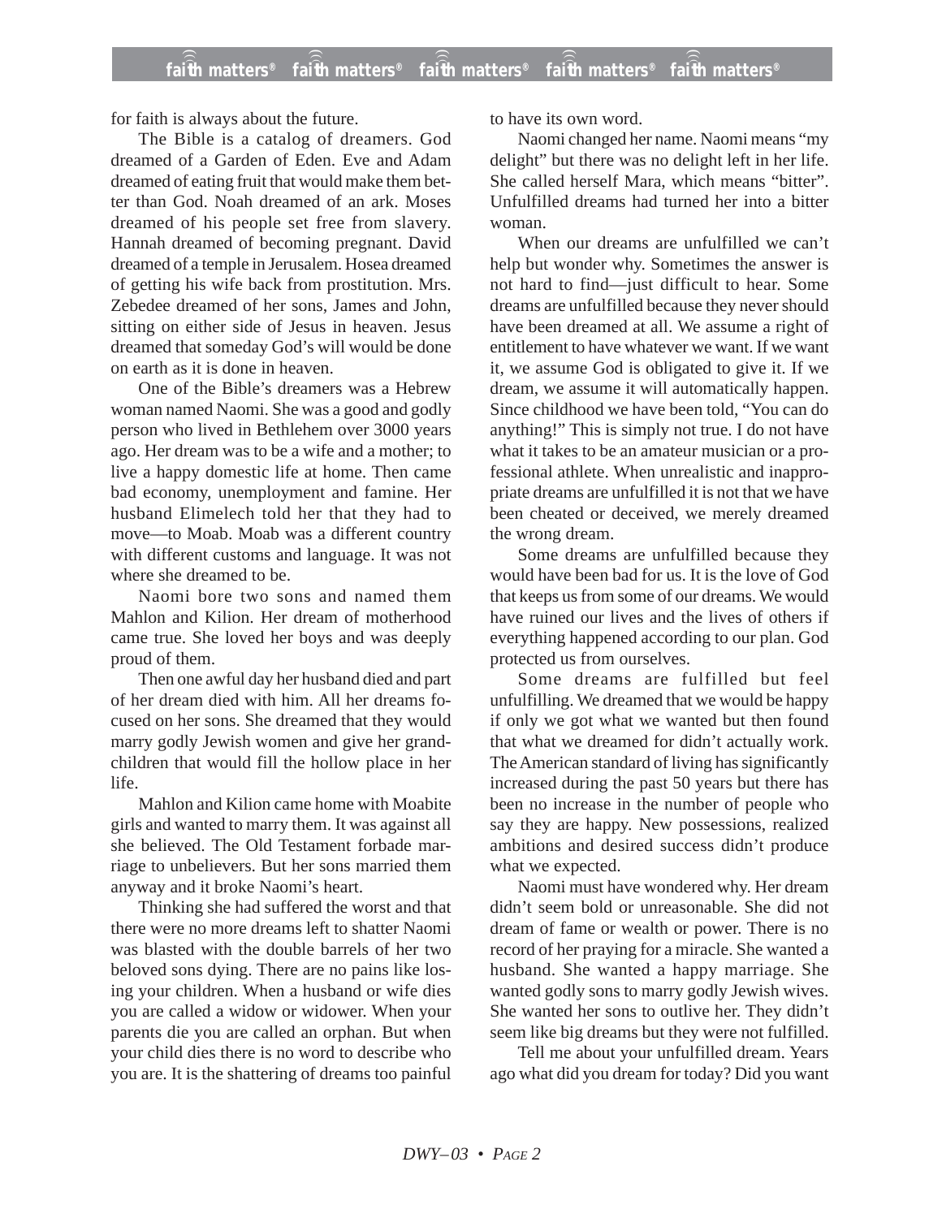for faith is always about the future.

The Bible is a catalog of dreamers. God dreamed of a Garden of Eden. Eve and Adam dreamed of eating fruit that would make them better than God. Noah dreamed of an ark. Moses dreamed of his people set free from slavery. Hannah dreamed of becoming pregnant. David dreamed of a temple in Jerusalem. Hosea dreamed of getting his wife back from prostitution. Mrs. Zebedee dreamed of her sons, James and John, sitting on either side of Jesus in heaven. Jesus dreamed that someday God's will would be done on earth as it is done in heaven.

One of the Bible's dreamers was a Hebrew woman named Naomi. She was a good and godly person who lived in Bethlehem over 3000 years ago. Her dream was to be a wife and a mother; to live a happy domestic life at home. Then came bad economy, unemployment and famine. Her husband Elimelech told her that they had to move—to Moab. Moab was a different country with different customs and language. It was not where she dreamed to be.

Naomi bore two sons and named them Mahlon and Kilion. Her dream of motherhood came true. She loved her boys and was deeply proud of them.

Then one awful day her husband died and part of her dream died with him. All her dreams focused on her sons. She dreamed that they would marry godly Jewish women and give her grandchildren that would fill the hollow place in her life.

Mahlon and Kilion came home with Moabite girls and wanted to marry them. It was against all she believed. The Old Testament forbade marriage to unbelievers. But her sons married them anyway and it broke Naomi's heart.

Thinking she had suffered the worst and that there were no more dreams left to shatter Naomi was blasted with the double barrels of her two beloved sons dying. There are no pains like losing your children. When a husband or wife dies you are called a widow or widower. When your parents die you are called an orphan. But when your child dies there is no word to describe who you are. It is the shattering of dreams too painful to have its own word.

Naomi changed her name. Naomi means "my delight" but there was no delight left in her life. She called herself Mara, which means "bitter". Unfulfilled dreams had turned her into a bitter woman.

When our dreams are unfulfilled we can't help but wonder why. Sometimes the answer is not hard to find—just difficult to hear. Some dreams are unfulfilled because they never should have been dreamed at all. We assume a right of entitlement to have whatever we want. If we want it, we assume God is obligated to give it. If we dream, we assume it will automatically happen. Since childhood we have been told, "You can do anything!" This is simply not true. I do not have what it takes to be an amateur musician or a professional athlete. When unrealistic and inappropriate dreams are unfulfilled it is not that we have been cheated or deceived, we merely dreamed the wrong dream.

Some dreams are unfulfilled because they would have been bad for us. It is the love of God that keeps us from some of our dreams. We would have ruined our lives and the lives of others if everything happened according to our plan. God protected us from ourselves.

Some dreams are fulfilled but feel unfulfilling. We dreamed that we would be happy if only we got what we wanted but then found that what we dreamed for didn't actually work. The American standard of living has significantly increased during the past 50 years but there has been no increase in the number of people who say they are happy. New possessions, realized ambitions and desired success didn't produce what we expected.

Naomi must have wondered why. Her dream didn't seem bold or unreasonable. She did not dream of fame or wealth or power. There is no record of her praying for a miracle. She wanted a husband. She wanted a happy marriage. She wanted godly sons to marry godly Jewish wives. She wanted her sons to outlive her. They didn't seem like big dreams but they were not fulfilled.

Tell me about your unfulfilled dream. Years ago what did you dream for today? Did you want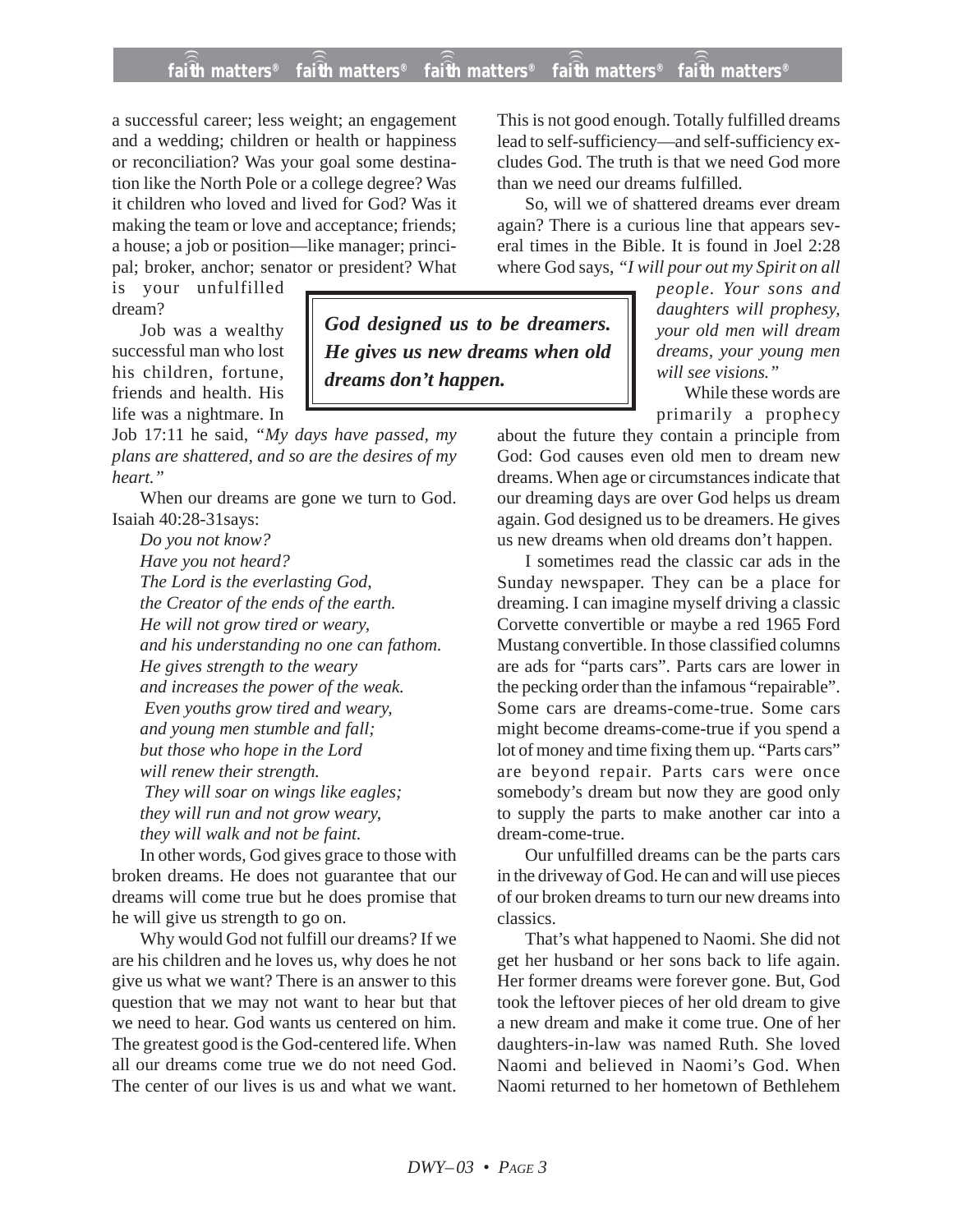a successful career; less weight; an engagement and a wedding; children or health or happiness or reconciliation? Was your goal some destination like the North Pole or a college degree? Was it children who loved and lived for God? Was it making the team or love and acceptance; friends; a house; a job or position—like manager; principal; broker, anchor; senator or president? What is your unfulfilled dream?

Job was a wealthy successful man who lost his children, fortune, friends and health. His life was a nightmare. In Job 17:11 he said, *"My days have passed, my plans are shattered, and so are the desires of my heart."*

When our dreams are gone we turn to God. Isaiah 40:28-31says:

*Do you not know?*
*Have you not heard?*
*The Lord is the everlasting God,*
*the Creator of the ends of the earth.*
*He will not grow tired or weary,*
*and his understanding no one can fathom.*
*He gives strength to the weary*
*and increases the power of the weak.*
*Even youths grow tired and weary,*
*and young men stumble and fall;*
*but those who hope in the Lord*
*will renew their strength.*
*They will soar on wings like eagles;*
*they will run and not grow weary,*
*they will walk and not be faint.*

In other words, God gives grace to those with broken dreams. He does not guarantee that our dreams will come true but he does promise that he will give us strength to go on.

Why would God not fulfill our dreams? If we are his children and he loves us, why does he not give us what we want? There is an answer to this question that we may not want to hear but that we need to hear. God wants us centered on him. The greatest good is the God-centered life. When all our dreams come true we do not need God. The center of our lives is us and what we want. This is not good enough. Totally fulfilled dreams lead to self-sufficiency—and self-sufficiency excludes God. The truth is that we need God more than we need our dreams fulfilled.

So, will we of shattered dreams ever dream again? There is a curious line that appears several times in the Bible. It is found in Joel 2:28 where God says, *"I will pour out my Spirit on all people. Your sons and daughters will prophesy, your old men will dream dreams, your young men will see visions."*

> ***God designed us to be dreamers. He gives us new dreams when old dreams don't happen.***

While these words are primarily a prophecy about the future they contain a principle from God: God causes even old men to dream new dreams. When age or circumstances indicate that our dreaming days are over God helps us dream again. God designed us to be dreamers. He gives us new dreams when old dreams don't happen.

I sometimes read the classic car ads in the Sunday newspaper. They can be a place for dreaming. I can imagine myself driving a classic Corvette convertible or maybe a red 1965 Ford Mustang convertible. In those classified columns are ads for "parts cars". Parts cars are lower in the pecking order than the infamous "repairable". Some cars are dreams-come-true. Some cars might become dreams-come-true if you spend a lot of money and time fixing them up. "Parts cars" are beyond repair. Parts cars were once somebody's dream but now they are good only to supply the parts to make another car into a dream-come-true.

Our unfulfilled dreams can be the parts cars in the driveway of God. He can and will use pieces of our broken dreams to turn our new dreams into classics.

That's what happened to Naomi. She did not get her husband or her sons back to life again. Her former dreams were forever gone. But, God took the leftover pieces of her old dream to give a new dream and make it come true. One of her daughters-in-law was named Ruth. She loved Naomi and believed in Naomi's God. When Naomi returned to her hometown of Bethlehem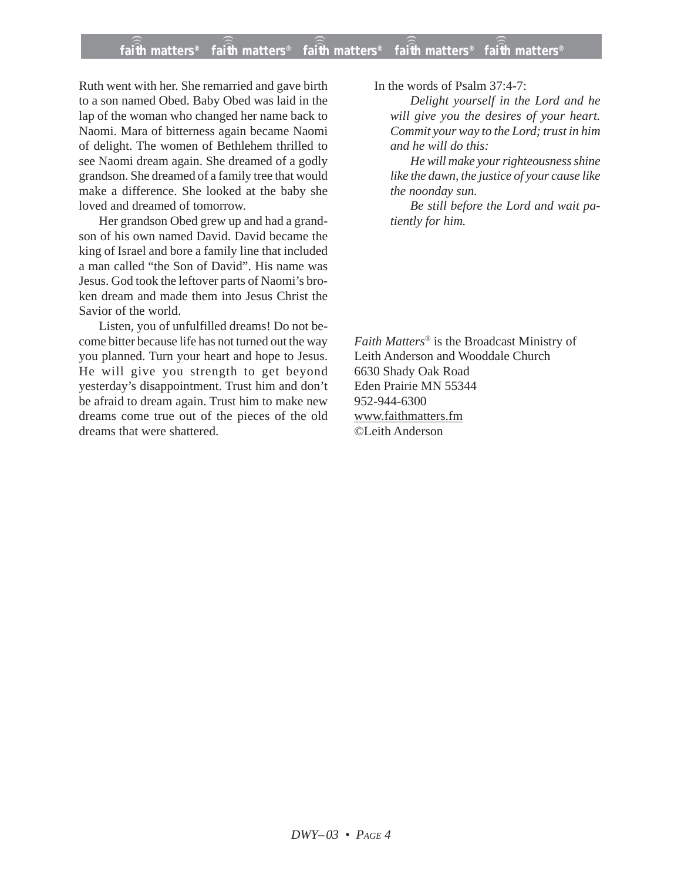Ruth went with her. She remarried and gave birth to a son named Obed. Baby Obed was laid in the lap of the woman who changed her name back to Naomi. Mara of bitterness again became Naomi of delight. The women of Bethlehem thrilled to see Naomi dream again. She dreamed of a godly grandson. She dreamed of a family tree that would make a difference. She looked at the baby she loved and dreamed of tomorrow.

Her grandson Obed grew up and had a grandson of his own named David. David became the king of Israel and bore a family line that included a man called "the Son of David". His name was Jesus. God took the leftover parts of Naomi's broken dream and made them into Jesus Christ the Savior of the world.

Listen, you of unfulfilled dreams! Do not become bitter because life has not turned out the way you planned. Turn your heart and hope to Jesus. He will give you strength to get beyond yesterday's disappointment. Trust him and don't be afraid to dream again. Trust him to make new dreams come true out of the pieces of the old dreams that were shattered.

In the words of Psalm 37:4-7:

> *Delight yourself in the Lord and he will give you the desires of your heart. Commit your way to the Lord; trust in him and he will do this:*
>
> *He will make your righteousness shine like the dawn, the justice of your cause like the noonday sun.*
>
> *Be still before the Lord and wait patiently for him.*

*Faith Matters*® is the Broadcast Ministry of
Leith Anderson and Wooddale Church
6630 Shady Oak Road
Eden Prairie MN 55344
952-944-6300
www.faithmatters.fm
©Leith Anderson